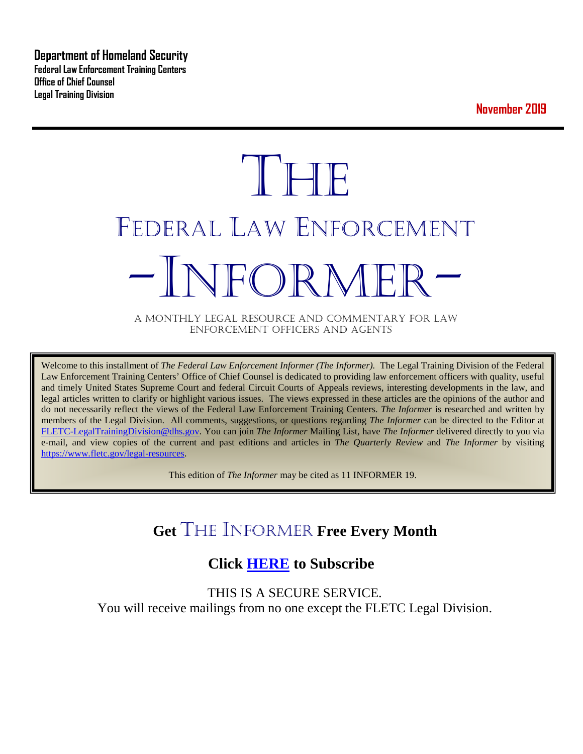**Department of Homeland Security**
**Federal Law Enforcement Training Centers**
**Office of Chief Counsel**
**Legal Training Division**

**November 2019**

---

# THE

# FEDERAL LAW ENFORCEMENT

# -INFORMER-

A MONTHLY LEGAL RESOURCE AND COMMENTARY FOR LAW ENFORCEMENT OFFICERS AND AGENTS

Welcome to this installment of *The Federal Law Enforcement Informer (The Informer).* The Legal Training Division of the Federal Law Enforcement Training Centers' Office of Chief Counsel is dedicated to providing law enforcement officers with quality, useful and timely United States Supreme Court and federal Circuit Courts of Appeals reviews, interesting developments in the law, and legal articles written to clarify or highlight various issues. The views expressed in these articles are the opinions of the author and do not necessarily reflect the views of the Federal Law Enforcement Training Centers. *The Informer* is researched and written by members of the Legal Division. All comments, suggestions, or questions regarding *The Informer* can be directed to the Editor at FLETC-LegalTrainingDivision@dhs.gov. You can join *The Informer* Mailing List, have *The Informer* delivered directly to you via e-mail, and view copies of the current and past editions and articles in *The Quarterly Review* and *The Informer* by visiting https://www.fletc.gov/legal-resources.

This edition of *The Informer* may be cited as 11 INFORMER 19.

## Get THE INFORMER Free Every Month

## Click HERE to Subscribe

THIS IS A SECURE SERVICE.
You will receive mailings from no one except the FLETC Legal Division.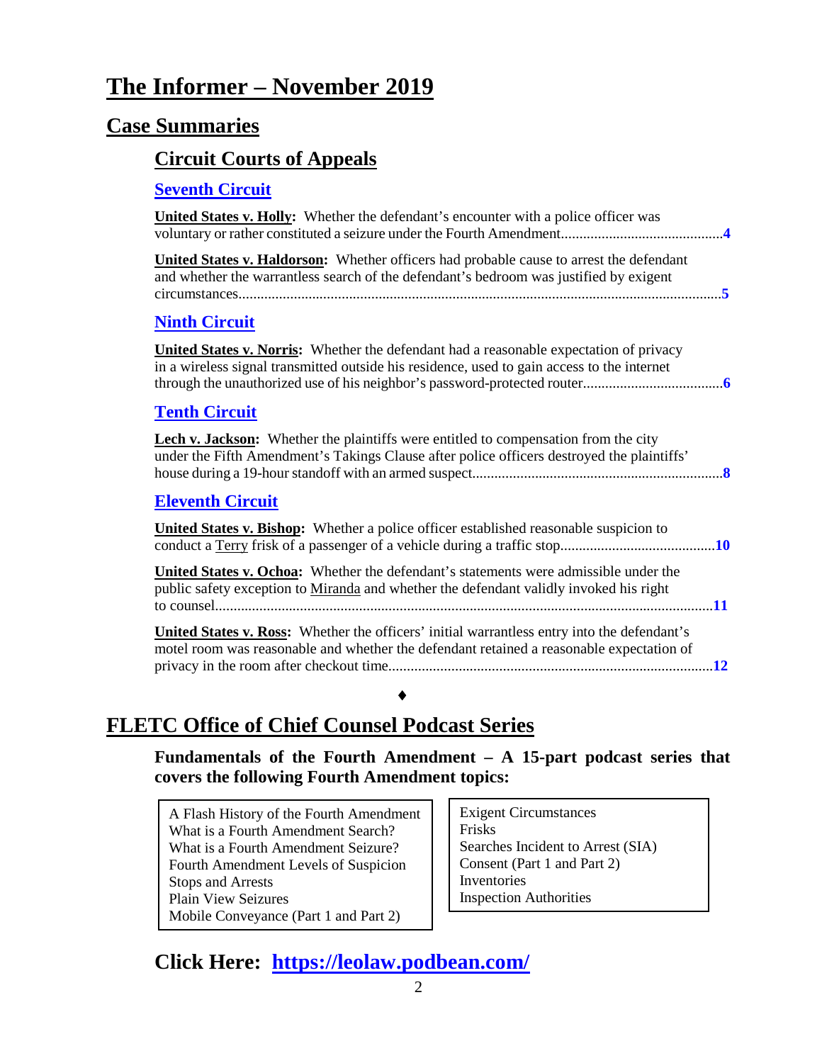# The Informer – November 2019

## Case Summaries

### Circuit Courts of Appeals

#### Seventh Circuit

**United States v. Holly:** Whether the defendant's encounter with a police officer was voluntary or rather constituted a seizure under the Fourth Amendment....................................**4**

**United States v. Haldorson:** Whether officers had probable cause to arrest the defendant and whether the warrantless search of the defendant's bedroom was justified by exigent circumstances....................................**5**

#### Ninth Circuit

**United States v. Norris:** Whether the defendant had a reasonable expectation of privacy in a wireless signal transmitted outside his residence, used to gain access to the internet through the unauthorized use of his neighbor's password-protected router....................................**6**

#### Tenth Circuit

**Lech v. Jackson:** Whether the plaintiffs were entitled to compensation from the city under the Fifth Amendment's Takings Clause after police officers destroyed the plaintiffs' house during a 19-hour standoff with an armed suspect....................................**8**

#### Eleventh Circuit

**United States v. Bishop:** Whether a police officer established reasonable suspicion to conduct a Terry frisk of a passenger of a vehicle during a traffic stop....................................**10**

**United States v. Ochoa:** Whether the defendant's statements were admissible under the public safety exception to Miranda and whether the defendant validly invoked his right to counsel....................................**11**

**United States v. Ross:** Whether the officers' initial warrantless entry into the defendant's motel room was reasonable and whether the defendant retained a reasonable expectation of privacy in the room after checkout time....................................**12**

♦

## FLETC Office of Chief Counsel Podcast Series

**Fundamentals of the Fourth Amendment – A 15-part podcast series that covers the following Fourth Amendment topics:**

- A Flash History of the Fourth Amendment
- What is a Fourth Amendment Search?
- What is a Fourth Amendment Seizure?
- Fourth Amendment Levels of Suspicion
- Stops and Arrests
- Plain View Seizures
- Mobile Conveyance (Part 1 and Part 2)
- Exigent Circumstances
- Frisks
- Searches Incident to Arrest (SIA)
- Consent (Part 1 and Part 2)
- Inventories
- Inspection Authorities

### Click Here: https://leolaw.podbean.com/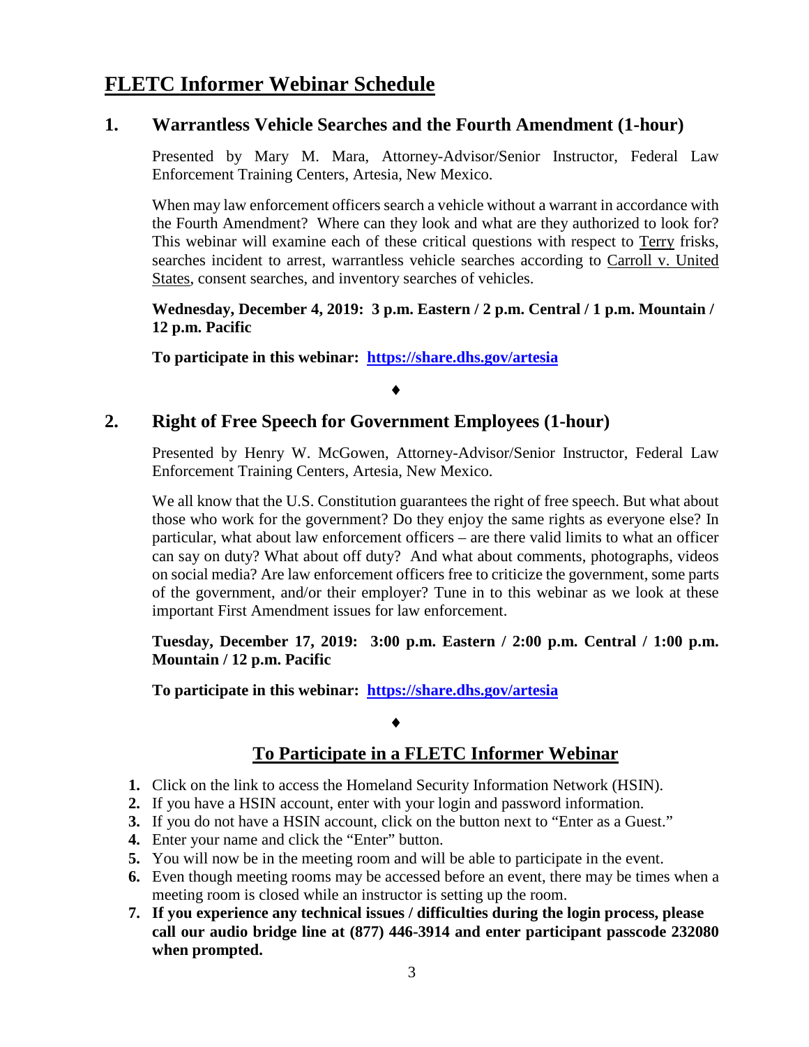# FLETC Informer Webinar Schedule

## 1. Warrantless Vehicle Searches and the Fourth Amendment (1-hour)

Presented by Mary M. Mara, Attorney-Advisor/Senior Instructor, Federal Law Enforcement Training Centers, Artesia, New Mexico.

When may law enforcement officers search a vehicle without a warrant in accordance with the Fourth Amendment? Where can they look and what are they authorized to look for? This webinar will examine each of these critical questions with respect to Terry frisks, searches incident to arrest, warrantless vehicle searches according to Carroll v. United States, consent searches, and inventory searches of vehicles.

**Wednesday, December 4, 2019: 3 p.m. Eastern / 2 p.m. Central / 1 p.m. Mountain / 12 p.m. Pacific**

**To participate in this webinar: [https://share.dhs.gov/artesia](https://share.dhs.gov/artesia)**

♦

## 2. Right of Free Speech for Government Employees (1-hour)

Presented by Henry W. McGowen, Attorney-Advisor/Senior Instructor, Federal Law Enforcement Training Centers, Artesia, New Mexico.

We all know that the U.S. Constitution guarantees the right of free speech. But what about those who work for the government? Do they enjoy the same rights as everyone else? In particular, what about law enforcement officers – are there valid limits to what an officer can say on duty? What about off duty? And what about comments, photographs, videos on social media? Are law enforcement officers free to criticize the government, some parts of the government, and/or their employer? Tune in to this webinar as we look at these important First Amendment issues for law enforcement.

**Tuesday, December 17, 2019: 3:00 p.m. Eastern / 2:00 p.m. Central / 1:00 p.m. Mountain / 12 p.m. Pacific**

**To participate in this webinar: [https://share.dhs.gov/artesia](https://share.dhs.gov/artesia)**

♦

## To Participate in a FLETC Informer Webinar

1. Click on the link to access the Homeland Security Information Network (HSIN).
2. If you have a HSIN account, enter with your login and password information.
3. If you do not have a HSIN account, click on the button next to "Enter as a Guest."
4. Enter your name and click the "Enter" button.
5. You will now be in the meeting room and will be able to participate in the event.
6. Even though meeting rooms may be accessed before an event, there may be times when a meeting room is closed while an instructor is setting up the room.
7. **If you experience any technical issues / difficulties during the login process, please call our audio bridge line at (877) 446-3914 and enter participant passcode 232080 when prompted.**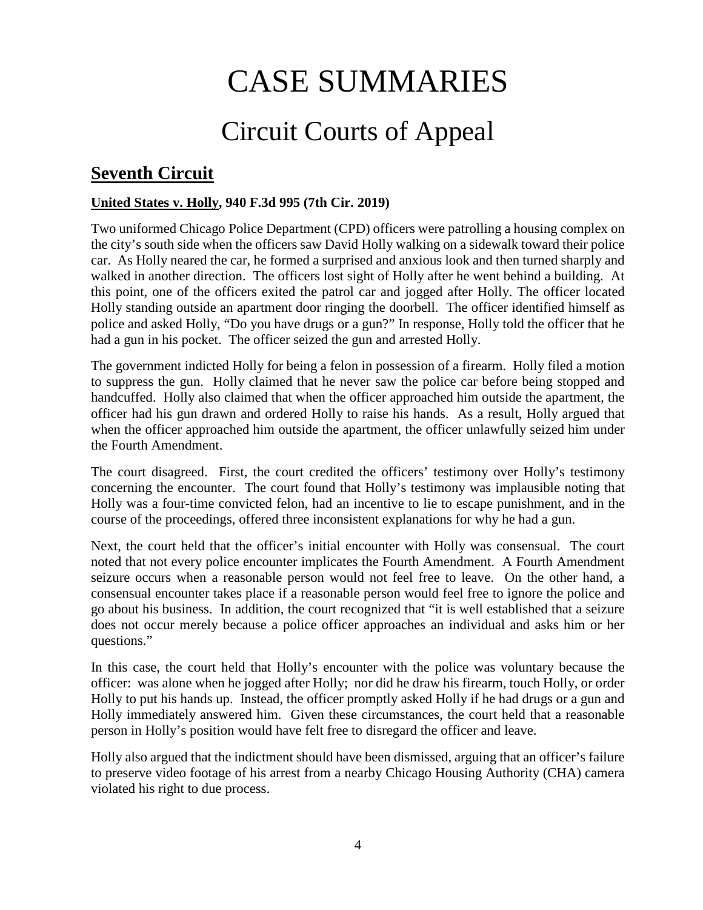# CASE SUMMARIES

## Circuit Courts of Appeal

### Seventh Circuit

**United States v. Holly, 940 F.3d 995 (7th Cir. 2019)**

Two uniformed Chicago Police Department (CPD) officers were patrolling a housing complex on the city's south side when the officers saw David Holly walking on a sidewalk toward their police car. As Holly neared the car, he formed a surprised and anxious look and then turned sharply and walked in another direction. The officers lost sight of Holly after he went behind a building. At this point, one of the officers exited the patrol car and jogged after Holly. The officer located Holly standing outside an apartment door ringing the doorbell. The officer identified himself as police and asked Holly, "Do you have drugs or a gun?" In response, Holly told the officer that he had a gun in his pocket. The officer seized the gun and arrested Holly.

The government indicted Holly for being a felon in possession of a firearm. Holly filed a motion to suppress the gun. Holly claimed that he never saw the police car before being stopped and handcuffed. Holly also claimed that when the officer approached him outside the apartment, the officer had his gun drawn and ordered Holly to raise his hands. As a result, Holly argued that when the officer approached him outside the apartment, the officer unlawfully seized him under the Fourth Amendment.

The court disagreed. First, the court credited the officers' testimony over Holly's testimony concerning the encounter. The court found that Holly's testimony was implausible noting that Holly was a four-time convicted felon, had an incentive to lie to escape punishment, and in the course of the proceedings, offered three inconsistent explanations for why he had a gun.

Next, the court held that the officer's initial encounter with Holly was consensual. The court noted that not every police encounter implicates the Fourth Amendment. A Fourth Amendment seizure occurs when a reasonable person would not feel free to leave. On the other hand, a consensual encounter takes place if a reasonable person would feel free to ignore the police and go about his business. In addition, the court recognized that "it is well established that a seizure does not occur merely because a police officer approaches an individual and asks him or her questions."

In this case, the court held that Holly's encounter with the police was voluntary because the officer: was alone when he jogged after Holly; nor did he draw his firearm, touch Holly, or order Holly to put his hands up. Instead, the officer promptly asked Holly if he had drugs or a gun and Holly immediately answered him. Given these circumstances, the court held that a reasonable person in Holly's position would have felt free to disregard the officer and leave.

Holly also argued that the indictment should have been dismissed, arguing that an officer's failure to preserve video footage of his arrest from a nearby Chicago Housing Authority (CHA) camera violated his right to due process.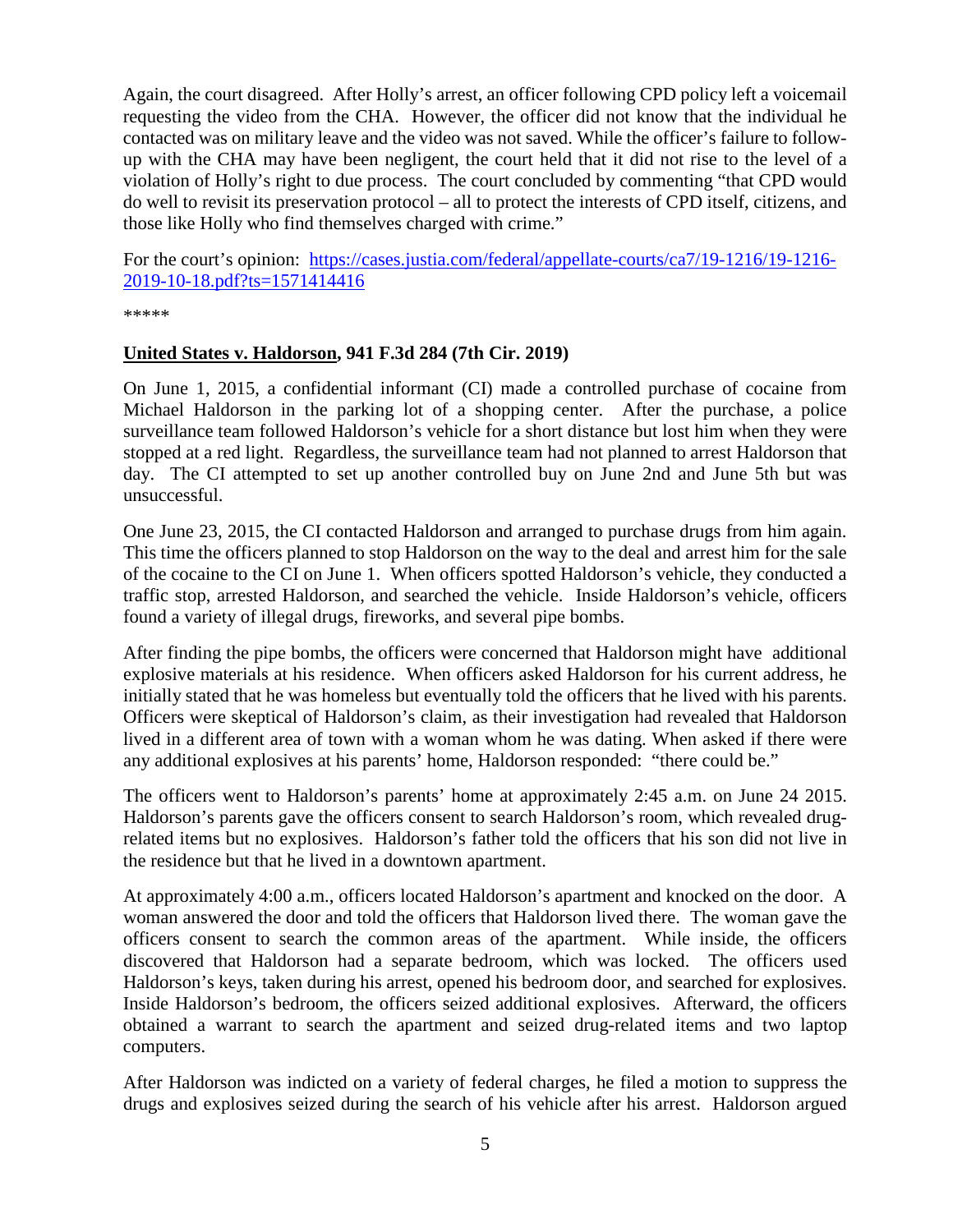Again, the court disagreed. After Holly's arrest, an officer following CPD policy left a voicemail requesting the video from the CHA. However, the officer did not know that the individual he contacted was on military leave and the video was not saved. While the officer's failure to follow-up with the CHA may have been negligent, the court held that it did not rise to the level of a violation of Holly's right to due process. The court concluded by commenting "that CPD would do well to revisit its preservation protocol – all to protect the interests of CPD itself, citizens, and those like Holly who find themselves charged with crime."

For the court's opinion: [https://cases.justia.com/federal/appellate-courts/ca7/19-1216/19-1216-2019-10-18.pdf?ts=1571414416](https://cases.justia.com/federal/appellate-courts/ca7/19-1216/19-1216-2019-10-18.pdf?ts=1571414416)

*****

**United States v. Haldorson, 941 F.3d 284 (7th Cir. 2019)**

On June 1, 2015, a confidential informant (CI) made a controlled purchase of cocaine from Michael Haldorson in the parking lot of a shopping center. After the purchase, a police surveillance team followed Haldorson's vehicle for a short distance but lost him when they were stopped at a red light. Regardless, the surveillance team had not planned to arrest Haldorson that day. The CI attempted to set up another controlled buy on June 2nd and June 5th but was unsuccessful.

One June 23, 2015, the CI contacted Haldorson and arranged to purchase drugs from him again. This time the officers planned to stop Haldorson on the way to the deal and arrest him for the sale of the cocaine to the CI on June 1. When officers spotted Haldorson's vehicle, they conducted a traffic stop, arrested Haldorson, and searched the vehicle. Inside Haldorson's vehicle, officers found a variety of illegal drugs, fireworks, and several pipe bombs.

After finding the pipe bombs, the officers were concerned that Haldorson might have additional explosive materials at his residence. When officers asked Haldorson for his current address, he initially stated that he was homeless but eventually told the officers that he lived with his parents. Officers were skeptical of Haldorson's claim, as their investigation had revealed that Haldorson lived in a different area of town with a woman whom he was dating. When asked if there were any additional explosives at his parents' home, Haldorson responded: "there could be."

The officers went to Haldorson's parents' home at approximately 2:45 a.m. on June 24 2015. Haldorson's parents gave the officers consent to search Haldorson's room, which revealed drug-related items but no explosives. Haldorson's father told the officers that his son did not live in the residence but that he lived in a downtown apartment.

At approximately 4:00 a.m., officers located Haldorson's apartment and knocked on the door. A woman answered the door and told the officers that Haldorson lived there. The woman gave the officers consent to search the common areas of the apartment. While inside, the officers discovered that Haldorson had a separate bedroom, which was locked. The officers used Haldorson's keys, taken during his arrest, opened his bedroom door, and searched for explosives. Inside Haldorson's bedroom, the officers seized additional explosives. Afterward, the officers obtained a warrant to search the apartment and seized drug-related items and two laptop computers.

After Haldorson was indicted on a variety of federal charges, he filed a motion to suppress the drugs and explosives seized during the search of his vehicle after his arrest. Haldorson argued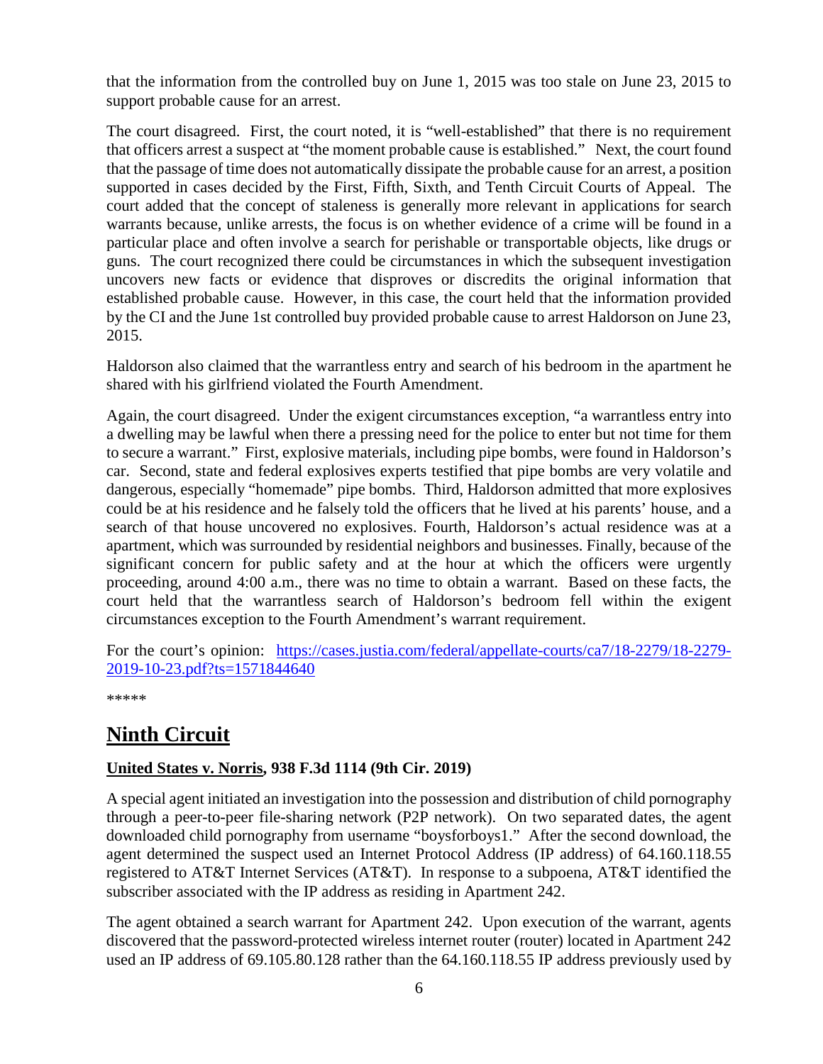that the information from the controlled buy on June 1, 2015 was too stale on June 23, 2015 to support probable cause for an arrest.

The court disagreed. First, the court noted, it is "well-established" that there is no requirement that officers arrest a suspect at "the moment probable cause is established." Next, the court found that the passage of time does not automatically dissipate the probable cause for an arrest, a position supported in cases decided by the First, Fifth, Sixth, and Tenth Circuit Courts of Appeal. The court added that the concept of staleness is generally more relevant in applications for search warrants because, unlike arrests, the focus is on whether evidence of a crime will be found in a particular place and often involve a search for perishable or transportable objects, like drugs or guns. The court recognized there could be circumstances in which the subsequent investigation uncovers new facts or evidence that disproves or discredits the original information that established probable cause. However, in this case, the court held that the information provided by the CI and the June 1st controlled buy provided probable cause to arrest Haldorson on June 23, 2015.

Haldorson also claimed that the warrantless entry and search of his bedroom in the apartment he shared with his girlfriend violated the Fourth Amendment.

Again, the court disagreed. Under the exigent circumstances exception, "a warrantless entry into a dwelling may be lawful when there a pressing need for the police to enter but not time for them to secure a warrant." First, explosive materials, including pipe bombs, were found in Haldorson's car. Second, state and federal explosives experts testified that pipe bombs are very volatile and dangerous, especially "homemade" pipe bombs. Third, Haldorson admitted that more explosives could be at his residence and he falsely told the officers that he lived at his parents' house, and a search of that house uncovered no explosives. Fourth, Haldorson's actual residence was at a apartment, which was surrounded by residential neighbors and businesses. Finally, because of the significant concern for public safety and at the hour at which the officers were urgently proceeding, around 4:00 a.m., there was no time to obtain a warrant. Based on these facts, the court held that the warrantless search of Haldorson's bedroom fell within the exigent circumstances exception to the Fourth Amendment's warrant requirement.

For the court's opinion: [https://cases.justia.com/federal/appellate-courts/ca7/18-2279/18-2279-2019-10-23.pdf?ts=1571844640](https://cases.justia.com/federal/appellate-courts/ca7/18-2279/18-2279-2019-10-23.pdf?ts=1571844640)

*****

# Ninth Circuit

### United States v. Norris, 938 F.3d 1114 (9th Cir. 2019)

A special agent initiated an investigation into the possession and distribution of child pornography through a peer-to-peer file-sharing network (P2P network). On two separated dates, the agent downloaded child pornography from username "boysforboys1." After the second download, the agent determined the suspect used an Internet Protocol Address (IP address) of 64.160.118.55 registered to AT&T Internet Services (AT&T). In response to a subpoena, AT&T identified the subscriber associated with the IP address as residing in Apartment 242.

The agent obtained a search warrant for Apartment 242. Upon execution of the warrant, agents discovered that the password-protected wireless internet router (router) located in Apartment 242 used an IP address of 69.105.80.128 rather than the 64.160.118.55 IP address previously used by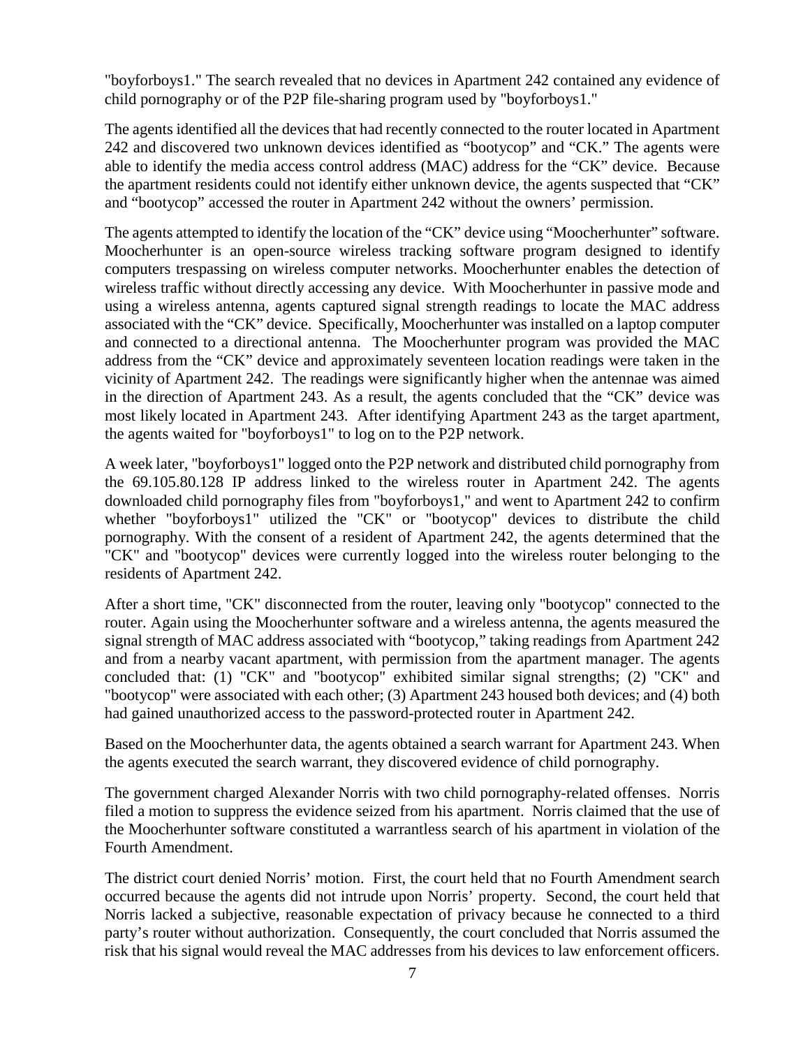"boyforboys1." The search revealed that no devices in Apartment 242 contained any evidence of child pornography or of the P2P file-sharing program used by "boyforboys1."

The agents identified all the devices that had recently connected to the router located in Apartment 242 and discovered two unknown devices identified as “bootycop” and “CK.” The agents were able to identify the media access control address (MAC) address for the “CK” device. Because the apartment residents could not identify either unknown device, the agents suspected that “CK” and “bootycop” accessed the router in Apartment 242 without the owners’ permission.

The agents attempted to identify the location of the “CK” device using “Moocherhunter” software. Moocherhunter is an open-source wireless tracking software program designed to identify computers trespassing on wireless computer networks. Moocherhunter enables the detection of wireless traffic without directly accessing any device. With Moocherhunter in passive mode and using a wireless antenna, agents captured signal strength readings to locate the MAC address associated with the “CK” device. Specifically, Moocherhunter was installed on a laptop computer and connected to a directional antenna. The Moocherhunter program was provided the MAC address from the “CK” device and approximately seventeen location readings were taken in the vicinity of Apartment 242. The readings were significantly higher when the antennae was aimed in the direction of Apartment 243. As a result, the agents concluded that the “CK” device was most likely located in Apartment 243. After identifying Apartment 243 as the target apartment, the agents waited for "boyforboys1" to log on to the P2P network.

A week later, "boyforboys1" logged onto the P2P network and distributed child pornography from the 69.105.80.128 IP address linked to the wireless router in Apartment 242. The agents downloaded child pornography files from "boyforboys1," and went to Apartment 242 to confirm whether "boyforboys1" utilized the "CK" or "bootycop" devices to distribute the child pornography. With the consent of a resident of Apartment 242, the agents determined that the "CK" and "bootycop" devices were currently logged into the wireless router belonging to the residents of Apartment 242.

After a short time, "CK" disconnected from the router, leaving only "bootycop" connected to the router. Again using the Moocherhunter software and a wireless antenna, the agents measured the signal strength of MAC address associated with “bootycop,” taking readings from Apartment 242 and from a nearby vacant apartment, with permission from the apartment manager. The agents concluded that: (1) "CK" and "bootycop" exhibited similar signal strengths; (2) "CK" and "bootycop" were associated with each other; (3) Apartment 243 housed both devices; and (4) both had gained unauthorized access to the password-protected router in Apartment 242.

Based on the Moocherhunter data, the agents obtained a search warrant for Apartment 243. When the agents executed the search warrant, they discovered evidence of child pornography.

The government charged Alexander Norris with two child pornography-related offenses. Norris filed a motion to suppress the evidence seized from his apartment. Norris claimed that the use of the Moocherhunter software constituted a warrantless search of his apartment in violation of the Fourth Amendment.

The district court denied Norris’ motion. First, the court held that no Fourth Amendment search occurred because the agents did not intrude upon Norris’ property. Second, the court held that Norris lacked a subjective, reasonable expectation of privacy because he connected to a third party’s router without authorization. Consequently, the court concluded that Norris assumed the risk that his signal would reveal the MAC addresses from his devices to law enforcement officers.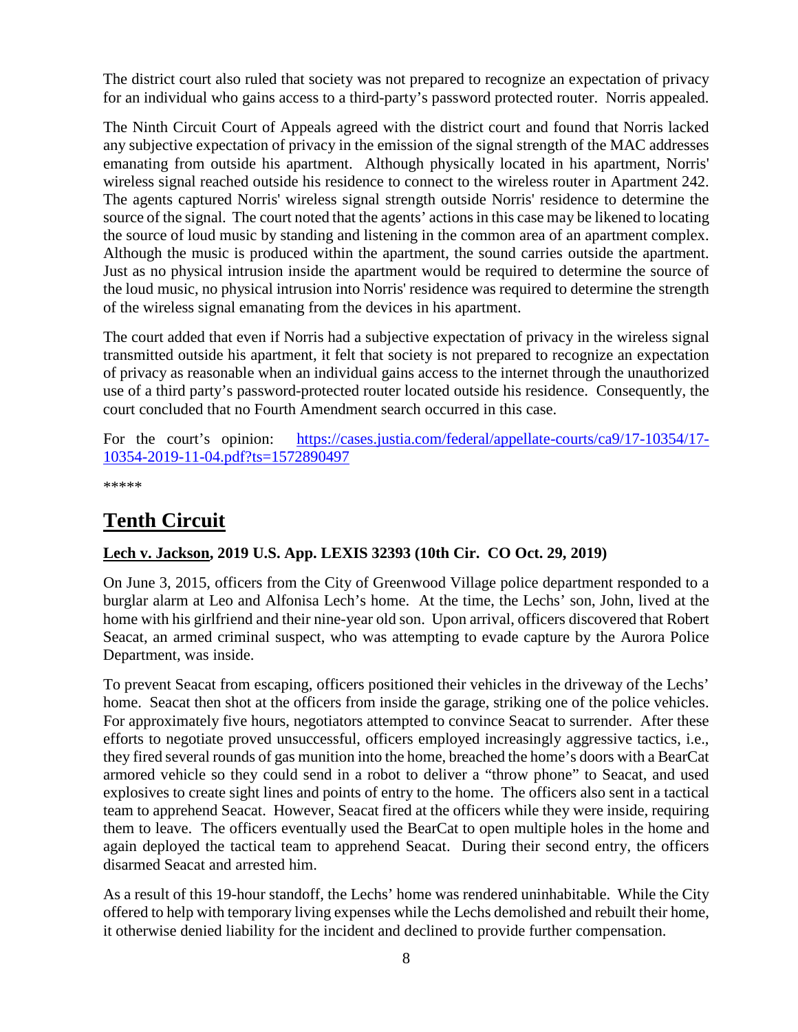The district court also ruled that society was not prepared to recognize an expectation of privacy for an individual who gains access to a third-party's password protected router. Norris appealed.

The Ninth Circuit Court of Appeals agreed with the district court and found that Norris lacked any subjective expectation of privacy in the emission of the signal strength of the MAC addresses emanating from outside his apartment. Although physically located in his apartment, Norris' wireless signal reached outside his residence to connect to the wireless router in Apartment 242. The agents captured Norris' wireless signal strength outside Norris' residence to determine the source of the signal. The court noted that the agents' actions in this case may be likened to locating the source of loud music by standing and listening in the common area of an apartment complex. Although the music is produced within the apartment, the sound carries outside the apartment. Just as no physical intrusion inside the apartment would be required to determine the source of the loud music, no physical intrusion into Norris' residence was required to determine the strength of the wireless signal emanating from the devices in his apartment.

The court added that even if Norris had a subjective expectation of privacy in the wireless signal transmitted outside his apartment, it felt that society is not prepared to recognize an expectation of privacy as reasonable when an individual gains access to the internet through the unauthorized use of a third party's password-protected router located outside his residence. Consequently, the court concluded that no Fourth Amendment search occurred in this case.

For the court's opinion: [https://cases.justia.com/federal/appellate-courts/ca9/17-10354/17-10354-2019-11-04.pdf?ts=1572890497](https://cases.justia.com/federal/appellate-courts/ca9/17-10354/17-10354-2019-11-04.pdf?ts=1572890497)

*****

# Tenth Circuit

### Lech v. Jackson, 2019 U.S. App. LEXIS 32393 (10th Cir. CO Oct. 29, 2019)

On June 3, 2015, officers from the City of Greenwood Village police department responded to a burglar alarm at Leo and Alfonisa Lech's home. At the time, the Lechs' son, John, lived at the home with his girlfriend and their nine-year old son. Upon arrival, officers discovered that Robert Seacat, an armed criminal suspect, who was attempting to evade capture by the Aurora Police Department, was inside.

To prevent Seacat from escaping, officers positioned their vehicles in the driveway of the Lechs' home. Seacat then shot at the officers from inside the garage, striking one of the police vehicles. For approximately five hours, negotiators attempted to convince Seacat to surrender. After these efforts to negotiate proved unsuccessful, officers employed increasingly aggressive tactics, i.e., they fired several rounds of gas munition into the home, breached the home's doors with a BearCat armored vehicle so they could send in a robot to deliver a "throw phone" to Seacat, and used explosives to create sight lines and points of entry to the home. The officers also sent in a tactical team to apprehend Seacat. However, Seacat fired at the officers while they were inside, requiring them to leave. The officers eventually used the BearCat to open multiple holes in the home and again deployed the tactical team to apprehend Seacat. During their second entry, the officers disarmed Seacat and arrested him.

As a result of this 19-hour standoff, the Lechs' home was rendered uninhabitable. While the City offered to help with temporary living expenses while the Lechs demolished and rebuilt their home, it otherwise denied liability for the incident and declined to provide further compensation.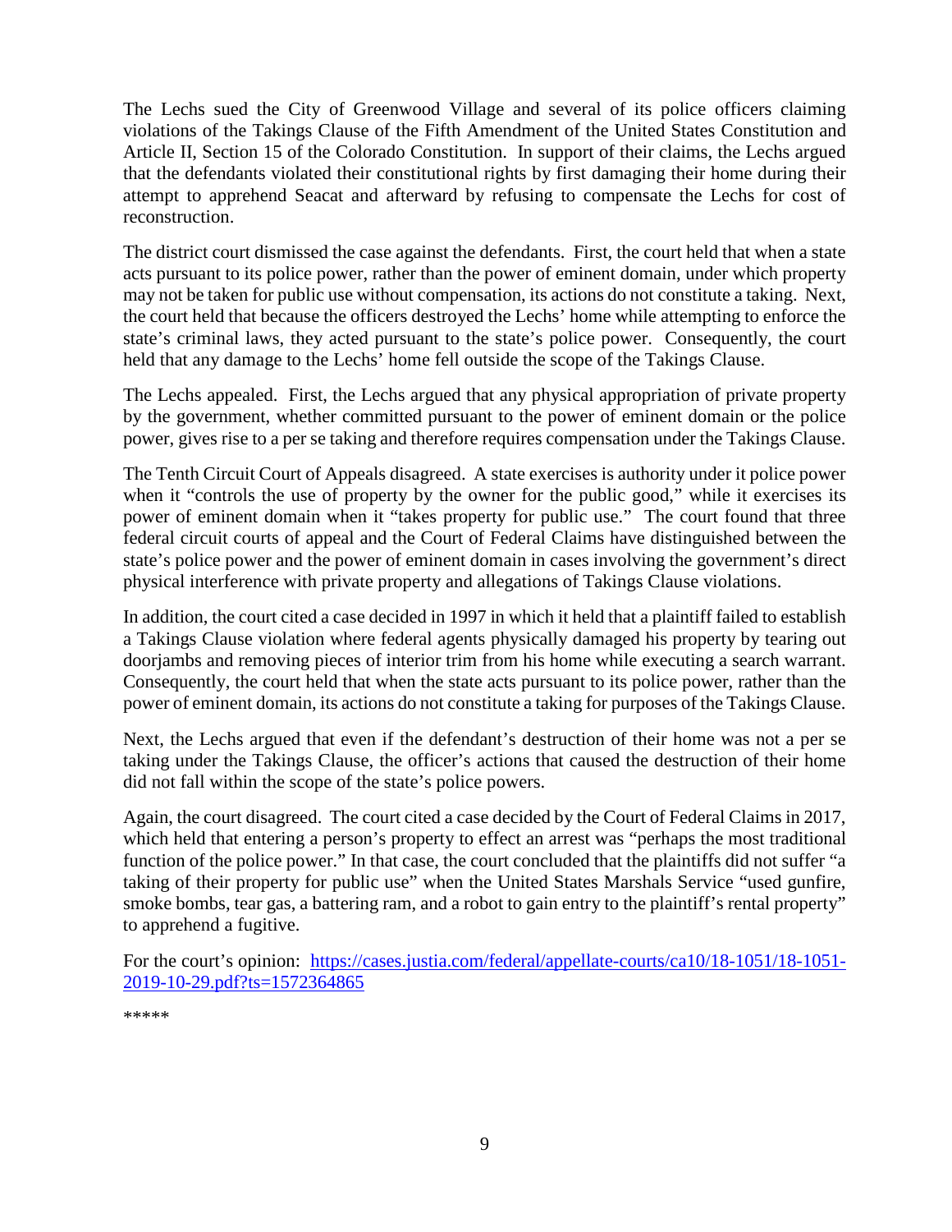The Lechs sued the City of Greenwood Village and several of its police officers claiming violations of the Takings Clause of the Fifth Amendment of the United States Constitution and Article II, Section 15 of the Colorado Constitution. In support of their claims, the Lechs argued that the defendants violated their constitutional rights by first damaging their home during their attempt to apprehend Seacat and afterward by refusing to compensate the Lechs for cost of reconstruction.

The district court dismissed the case against the defendants. First, the court held that when a state acts pursuant to its police power, rather than the power of eminent domain, under which property may not be taken for public use without compensation, its actions do not constitute a taking. Next, the court held that because the officers destroyed the Lechs' home while attempting to enforce the state's criminal laws, they acted pursuant to the state's police power. Consequently, the court held that any damage to the Lechs' home fell outside the scope of the Takings Clause.

The Lechs appealed. First, the Lechs argued that any physical appropriation of private property by the government, whether committed pursuant to the power of eminent domain or the police power, gives rise to a per se taking and therefore requires compensation under the Takings Clause.

The Tenth Circuit Court of Appeals disagreed. A state exercises is authority under it police power when it "controls the use of property by the owner for the public good," while it exercises its power of eminent domain when it "takes property for public use." The court found that three federal circuit courts of appeal and the Court of Federal Claims have distinguished between the state's police power and the power of eminent domain in cases involving the government's direct physical interference with private property and allegations of Takings Clause violations.

In addition, the court cited a case decided in 1997 in which it held that a plaintiff failed to establish a Takings Clause violation where federal agents physically damaged his property by tearing out doorjambs and removing pieces of interior trim from his home while executing a search warrant. Consequently, the court held that when the state acts pursuant to its police power, rather than the power of eminent domain, its actions do not constitute a taking for purposes of the Takings Clause.

Next, the Lechs argued that even if the defendant's destruction of their home was not a per se taking under the Takings Clause, the officer's actions that caused the destruction of their home did not fall within the scope of the state's police powers.

Again, the court disagreed. The court cited a case decided by the Court of Federal Claims in 2017, which held that entering a person's property to effect an arrest was "perhaps the most traditional function of the police power." In that case, the court concluded that the plaintiffs did not suffer "a taking of their property for public use" when the United States Marshals Service "used gunfire, smoke bombs, tear gas, a battering ram, and a robot to gain entry to the plaintiff's rental property" to apprehend a fugitive.

For the court's opinion: [https://cases.justia.com/federal/appellate-courts/ca10/18-1051/18-1051-2019-10-29.pdf?ts=1572364865](https://cases.justia.com/federal/appellate-courts/ca10/18-1051/18-1051-2019-10-29.pdf?ts=1572364865)

*****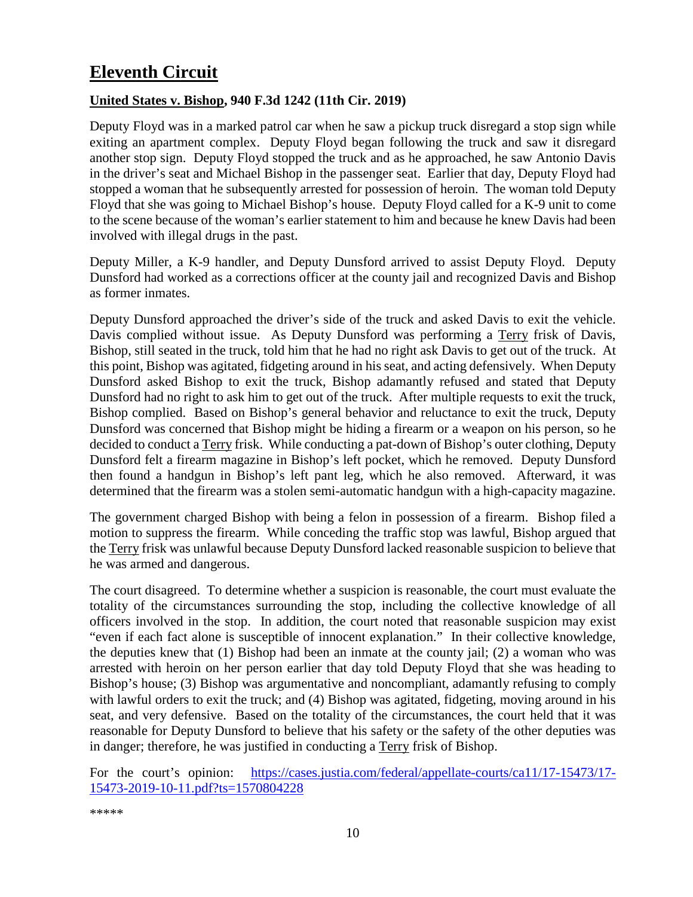# Eleventh Circuit

## United States v. Bishop, 940 F.3d 1242 (11th Cir. 2019)

Deputy Floyd was in a marked patrol car when he saw a pickup truck disregard a stop sign while exiting an apartment complex. Deputy Floyd began following the truck and saw it disregard another stop sign. Deputy Floyd stopped the truck and as he approached, he saw Antonio Davis in the driver's seat and Michael Bishop in the passenger seat. Earlier that day, Deputy Floyd had stopped a woman that he subsequently arrested for possession of heroin. The woman told Deputy Floyd that she was going to Michael Bishop's house. Deputy Floyd called for a K-9 unit to come to the scene because of the woman's earlier statement to him and because he knew Davis had been involved with illegal drugs in the past.

Deputy Miller, a K-9 handler, and Deputy Dunsford arrived to assist Deputy Floyd. Deputy Dunsford had worked as a corrections officer at the county jail and recognized Davis and Bishop as former inmates.

Deputy Dunsford approached the driver's side of the truck and asked Davis to exit the vehicle. Davis complied without issue. As Deputy Dunsford was performing a Terry frisk of Davis, Bishop, still seated in the truck, told him that he had no right ask Davis to get out of the truck. At this point, Bishop was agitated, fidgeting around in his seat, and acting defensively. When Deputy Dunsford asked Bishop to exit the truck, Bishop adamantly refused and stated that Deputy Dunsford had no right to ask him to get out of the truck. After multiple requests to exit the truck, Bishop complied. Based on Bishop's general behavior and reluctance to exit the truck, Deputy Dunsford was concerned that Bishop might be hiding a firearm or a weapon on his person, so he decided to conduct a Terry frisk. While conducting a pat-down of Bishop's outer clothing, Deputy Dunsford felt a firearm magazine in Bishop's left pocket, which he removed. Deputy Dunsford then found a handgun in Bishop's left pant leg, which he also removed. Afterward, it was determined that the firearm was a stolen semi-automatic handgun with a high-capacity magazine.

The government charged Bishop with being a felon in possession of a firearm. Bishop filed a motion to suppress the firearm. While conceding the traffic stop was lawful, Bishop argued that the Terry frisk was unlawful because Deputy Dunsford lacked reasonable suspicion to believe that he was armed and dangerous.

The court disagreed. To determine whether a suspicion is reasonable, the court must evaluate the totality of the circumstances surrounding the stop, including the collective knowledge of all officers involved in the stop. In addition, the court noted that reasonable suspicion may exist "even if each fact alone is susceptible of innocent explanation." In their collective knowledge, the deputies knew that (1) Bishop had been an inmate at the county jail; (2) a woman who was arrested with heroin on her person earlier that day told Deputy Floyd that she was heading to Bishop's house; (3) Bishop was argumentative and noncompliant, adamantly refusing to comply with lawful orders to exit the truck; and (4) Bishop was agitated, fidgeting, moving around in his seat, and very defensive. Based on the totality of the circumstances, the court held that it was reasonable for Deputy Dunsford to believe that his safety or the safety of the other deputies was in danger; therefore, he was justified in conducting a Terry frisk of Bishop.

For the court's opinion: [https://cases.justia.com/federal/appellate-courts/ca11/17-15473/17-15473-2019-10-11.pdf?ts=1570804228](https://cases.justia.com/federal/appellate-courts/ca11/17-15473/17-15473-2019-10-11.pdf?ts=1570804228)

*****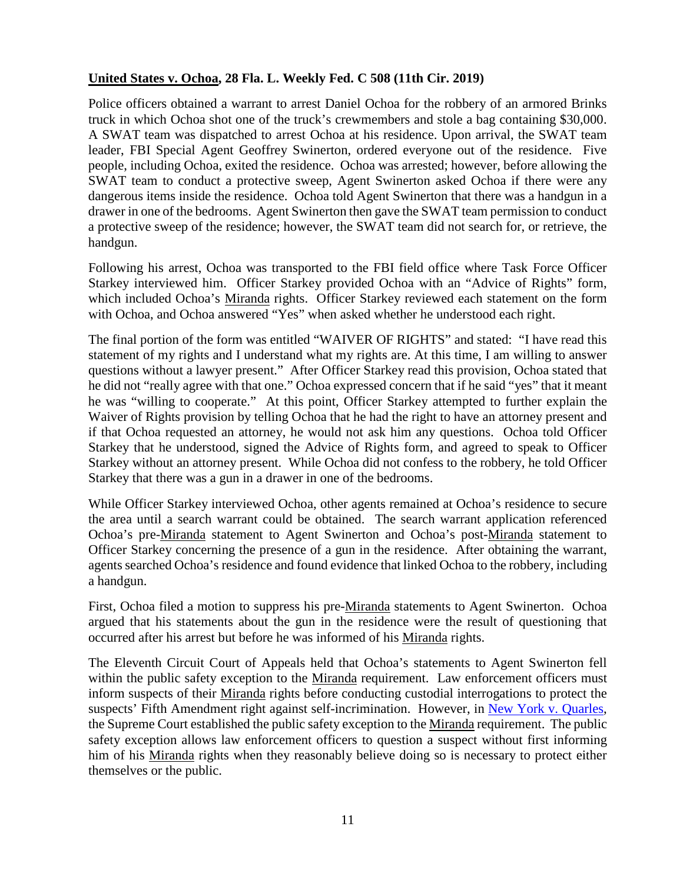**United States v. Ochoa, 28 Fla. L. Weekly Fed. C 508 (11th Cir. 2019)**

Police officers obtained a warrant to arrest Daniel Ochoa for the robbery of an armored Brinks truck in which Ochoa shot one of the truck's crewmembers and stole a bag containing $30,000. A SWAT team was dispatched to arrest Ochoa at his residence. Upon arrival, the SWAT team leader, FBI Special Agent Geoffrey Swinerton, ordered everyone out of the residence. Five people, including Ochoa, exited the residence. Ochoa was arrested; however, before allowing the SWAT team to conduct a protective sweep, Agent Swinerton asked Ochoa if there were any dangerous items inside the residence. Ochoa told Agent Swinerton that there was a handgun in a drawer in one of the bedrooms. Agent Swinerton then gave the SWAT team permission to conduct a protective sweep of the residence; however, the SWAT team did not search for, or retrieve, the handgun.

Following his arrest, Ochoa was transported to the FBI field office where Task Force Officer Starkey interviewed him. Officer Starkey provided Ochoa with an "Advice of Rights" form, which included Ochoa's Miranda rights. Officer Starkey reviewed each statement on the form with Ochoa, and Ochoa answered "Yes" when asked whether he understood each right.

The final portion of the form was entitled "WAIVER OF RIGHTS" and stated: "I have read this statement of my rights and I understand what my rights are. At this time, I am willing to answer questions without a lawyer present." After Officer Starkey read this provision, Ochoa stated that he did not "really agree with that one." Ochoa expressed concern that if he said "yes" that it meant he was "willing to cooperate." At this point, Officer Starkey attempted to further explain the Waiver of Rights provision by telling Ochoa that he had the right to have an attorney present and if that Ochoa requested an attorney, he would not ask him any questions. Ochoa told Officer Starkey that he understood, signed the Advice of Rights form, and agreed to speak to Officer Starkey without an attorney present. While Ochoa did not confess to the robbery, he told Officer Starkey that there was a gun in a drawer in one of the bedrooms.

While Officer Starkey interviewed Ochoa, other agents remained at Ochoa's residence to secure the area until a search warrant could be obtained. The search warrant application referenced Ochoa's pre-Miranda statement to Agent Swinerton and Ochoa's post-Miranda statement to Officer Starkey concerning the presence of a gun in the residence. After obtaining the warrant, agents searched Ochoa's residence and found evidence that linked Ochoa to the robbery, including a handgun.

First, Ochoa filed a motion to suppress his pre-Miranda statements to Agent Swinerton. Ochoa argued that his statements about the gun in the residence were the result of questioning that occurred after his arrest but before he was informed of his Miranda rights.

The Eleventh Circuit Court of Appeals held that Ochoa's statements to Agent Swinerton fell within the public safety exception to the Miranda requirement. Law enforcement officers must inform suspects of their Miranda rights before conducting custodial interrogations to protect the suspects' Fifth Amendment right against self-incrimination. However, in New York v. Quarles, the Supreme Court established the public safety exception to the Miranda requirement. The public safety exception allows law enforcement officers to question a suspect without first informing him of his Miranda rights when they reasonably believe doing so is necessary to protect either themselves or the public.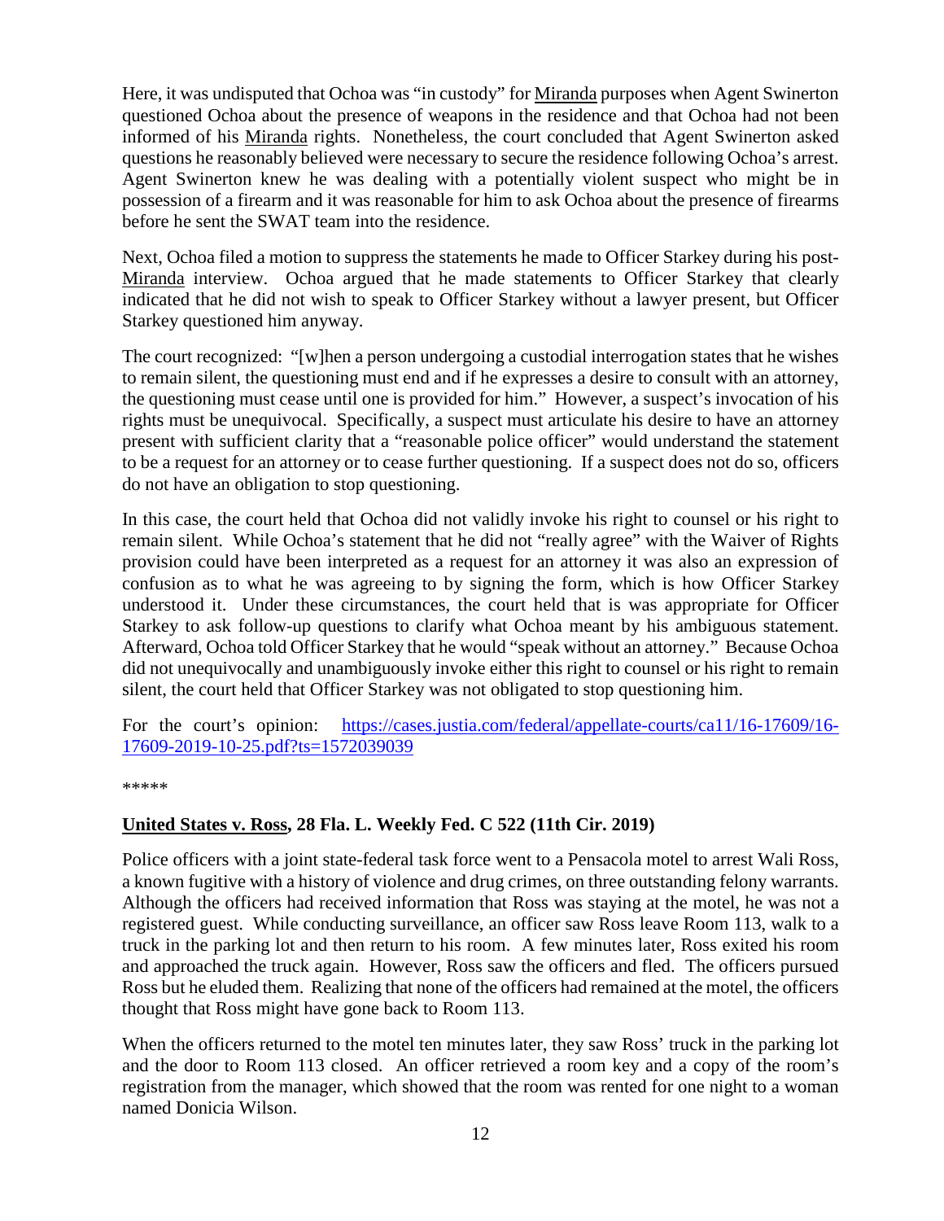Here, it was undisputed that Ochoa was "in custody" for Miranda purposes when Agent Swinerton questioned Ochoa about the presence of weapons in the residence and that Ochoa had not been informed of his Miranda rights. Nonetheless, the court concluded that Agent Swinerton asked questions he reasonably believed were necessary to secure the residence following Ochoa's arrest. Agent Swinerton knew he was dealing with a potentially violent suspect who might be in possession of a firearm and it was reasonable for him to ask Ochoa about the presence of firearms before he sent the SWAT team into the residence.

Next, Ochoa filed a motion to suppress the statements he made to Officer Starkey during his post-Miranda interview. Ochoa argued that he made statements to Officer Starkey that clearly indicated that he did not wish to speak to Officer Starkey without a lawyer present, but Officer Starkey questioned him anyway.

The court recognized: "[w]hen a person undergoing a custodial interrogation states that he wishes to remain silent, the questioning must end and if he expresses a desire to consult with an attorney, the questioning must cease until one is provided for him." However, a suspect's invocation of his rights must be unequivocal. Specifically, a suspect must articulate his desire to have an attorney present with sufficient clarity that a "reasonable police officer" would understand the statement to be a request for an attorney or to cease further questioning. If a suspect does not do so, officers do not have an obligation to stop questioning.

In this case, the court held that Ochoa did not validly invoke his right to counsel or his right to remain silent. While Ochoa's statement that he did not "really agree" with the Waiver of Rights provision could have been interpreted as a request for an attorney it was also an expression of confusion as to what he was agreeing to by signing the form, which is how Officer Starkey understood it. Under these circumstances, the court held that is was appropriate for Officer Starkey to ask follow-up questions to clarify what Ochoa meant by his ambiguous statement. Afterward, Ochoa told Officer Starkey that he would "speak without an attorney." Because Ochoa did not unequivocally and unambiguously invoke either this right to counsel or his right to remain silent, the court held that Officer Starkey was not obligated to stop questioning him.

For the court's opinion: [https://cases.justia.com/federal/appellate-courts/ca11/16-17609/16-17609-2019-10-25.pdf?ts=1572039039](https://cases.justia.com/federal/appellate-courts/ca11/16-17609/16-17609-2019-10-25.pdf?ts=1572039039)

*****

**United States v. Ross, 28 Fla. L. Weekly Fed. C 522 (11th Cir. 2019)**

Police officers with a joint state-federal task force went to a Pensacola motel to arrest Wali Ross, a known fugitive with a history of violence and drug crimes, on three outstanding felony warrants. Although the officers had received information that Ross was staying at the motel, he was not a registered guest. While conducting surveillance, an officer saw Ross leave Room 113, walk to a truck in the parking lot and then return to his room. A few minutes later, Ross exited his room and approached the truck again. However, Ross saw the officers and fled. The officers pursued Ross but he eluded them. Realizing that none of the officers had remained at the motel, the officers thought that Ross might have gone back to Room 113.

When the officers returned to the motel ten minutes later, they saw Ross' truck in the parking lot and the door to Room 113 closed. An officer retrieved a room key and a copy of the room's registration from the manager, which showed that the room was rented for one night to a woman named Donicia Wilson.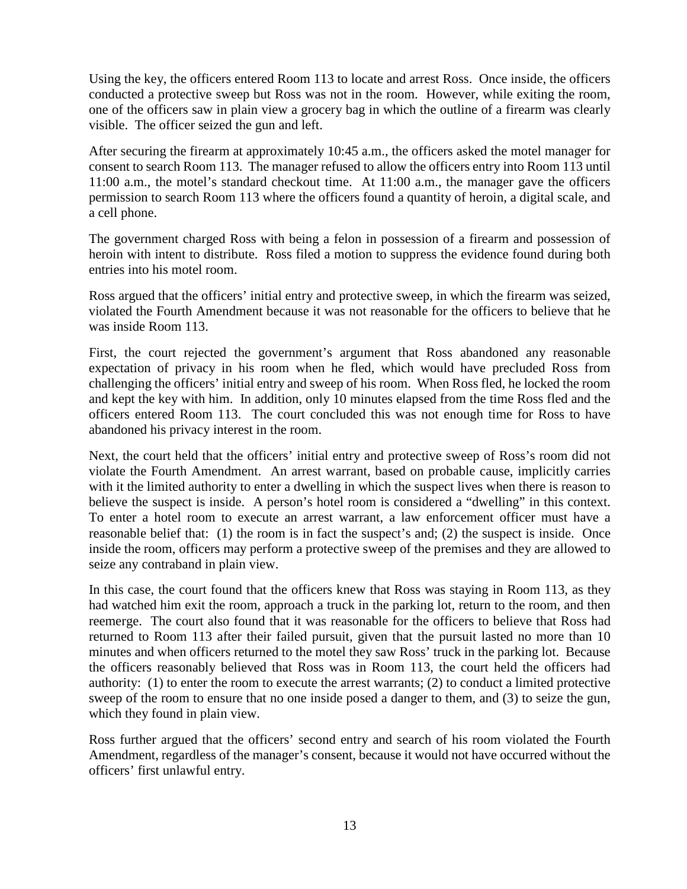Using the key, the officers entered Room 113 to locate and arrest Ross. Once inside, the officers conducted a protective sweep but Ross was not in the room. However, while exiting the room, one of the officers saw in plain view a grocery bag in which the outline of a firearm was clearly visible. The officer seized the gun and left.

After securing the firearm at approximately 10:45 a.m., the officers asked the motel manager for consent to search Room 113. The manager refused to allow the officers entry into Room 113 until 11:00 a.m., the motel's standard checkout time. At 11:00 a.m., the manager gave the officers permission to search Room 113 where the officers found a quantity of heroin, a digital scale, and a cell phone.

The government charged Ross with being a felon in possession of a firearm and possession of heroin with intent to distribute. Ross filed a motion to suppress the evidence found during both entries into his motel room.

Ross argued that the officers' initial entry and protective sweep, in which the firearm was seized, violated the Fourth Amendment because it was not reasonable for the officers to believe that he was inside Room 113.

First, the court rejected the government's argument that Ross abandoned any reasonable expectation of privacy in his room when he fled, which would have precluded Ross from challenging the officers' initial entry and sweep of his room. When Ross fled, he locked the room and kept the key with him. In addition, only 10 minutes elapsed from the time Ross fled and the officers entered Room 113. The court concluded this was not enough time for Ross to have abandoned his privacy interest in the room.

Next, the court held that the officers' initial entry and protective sweep of Ross's room did not violate the Fourth Amendment. An arrest warrant, based on probable cause, implicitly carries with it the limited authority to enter a dwelling in which the suspect lives when there is reason to believe the suspect is inside. A person's hotel room is considered a "dwelling" in this context. To enter a hotel room to execute an arrest warrant, a law enforcement officer must have a reasonable belief that: (1) the room is in fact the suspect's and; (2) the suspect is inside. Once inside the room, officers may perform a protective sweep of the premises and they are allowed to seize any contraband in plain view.

In this case, the court found that the officers knew that Ross was staying in Room 113, as they had watched him exit the room, approach a truck in the parking lot, return to the room, and then reemerge. The court also found that it was reasonable for the officers to believe that Ross had returned to Room 113 after their failed pursuit, given that the pursuit lasted no more than 10 minutes and when officers returned to the motel they saw Ross' truck in the parking lot. Because the officers reasonably believed that Ross was in Room 113, the court held the officers had authority: (1) to enter the room to execute the arrest warrants; (2) to conduct a limited protective sweep of the room to ensure that no one inside posed a danger to them, and (3) to seize the gun, which they found in plain view.

Ross further argued that the officers' second entry and search of his room violated the Fourth Amendment, regardless of the manager's consent, because it would not have occurred without the officers' first unlawful entry.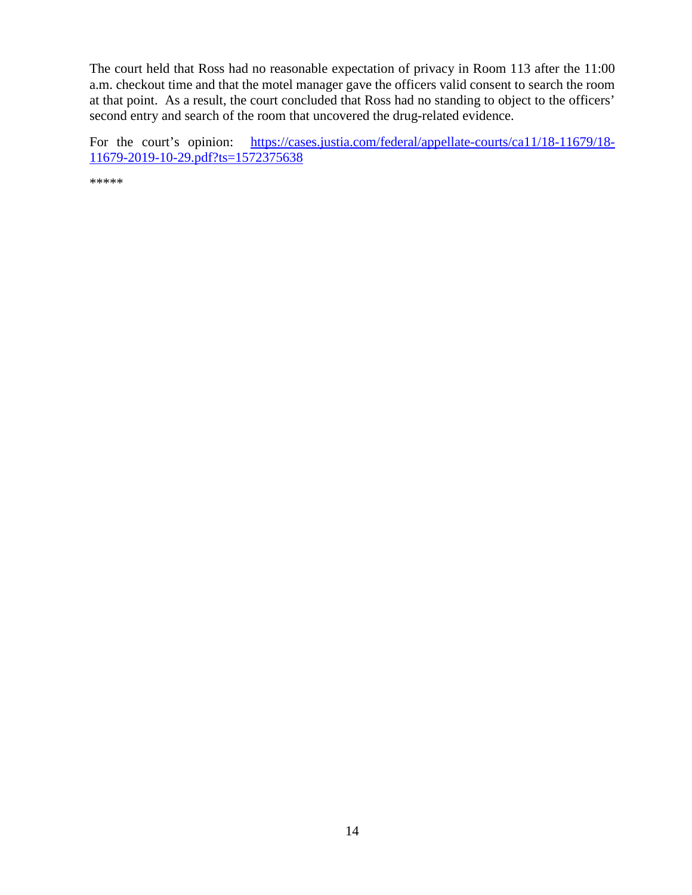The court held that Ross had no reasonable expectation of privacy in Room 113 after the 11:00 a.m. checkout time and that the motel manager gave the officers valid consent to search the room at that point. As a result, the court concluded that Ross had no standing to object to the officers' second entry and search of the room that uncovered the drug-related evidence.

For the court's opinion: [https://cases.justia.com/federal/appellate-courts/ca11/18-11679/18-11679-2019-10-29.pdf?ts=1572375638](https://cases.justia.com/federal/appellate-courts/ca11/18-11679/18-11679-2019-10-29.pdf?ts=1572375638)

*****